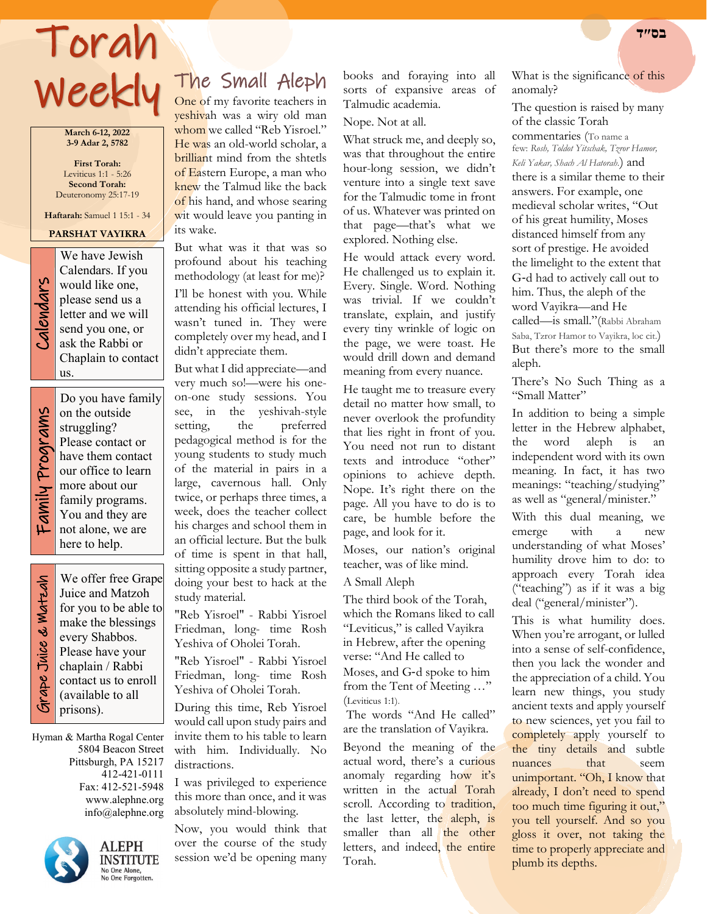בס"ד

# Torah Weekly

**March 6-12, 2022**
**3-9 Adar 2, 5782**

**First Torah:** Leviticus 1:1 - 5:26
**Second Torah:** Deuteronomy 25:17-19

**Haftarah:** Samuel 1 15:1 - 34

**PARSHAT VAYIKRA**

### Calendars

We have Jewish Calendars. If you would like one, please send us a letter and we will send you one, or ask the Rabbi or Chaplain to contact us.

### Family Programs

Do you have family on the outside struggling? Please contact or have them contact our office to learn more about our family programs. You and they are not alone, we are here to help.

### Grape Juice & Matzah

We offer free Grape Juice and Matzoh for you to be able to make the blessings every Shabbos. Please have your chaplain / Rabbi contact us to enroll (available to all prisons).

Hyman & Martha Rogal Center
5804 Beacon Street
Pittsburgh, PA 15217
412-421-0111
Fax: 412-521-5948
www.alephne.org
info@alephne.org

ALEPH INSTITUTE
No One Alone, No One Forgotten.

## The Small Aleph

One of my favorite teachers in yeshivah was a wiry old man whom we called "Reb Yisroel." He was an old-world scholar, a brilliant mind from the shtetls of Eastern Europe, a man who knew the Talmud like the back of his hand, and whose searing wit would leave you panting in its wake.

But what was it that was so profound about his teaching methodology (at least for me)?

I'll be honest with you. While attending his official lectures, I wasn't tuned in. They were completely over my head, and I didn't appreciate them.

But what I did appreciate—and very much so!—were his one-on-one study sessions. You see, in the yeshivah-style setting, the preferred pedagogical method is for the young students to study much of the material in pairs in a large, cavernous hall. Only twice, or perhaps three times, a week, does the teacher collect his charges and school them in an official lecture. But the bulk of time is spent in that hall, sitting opposite a study partner, doing your best to hack at the study material.

"Reb Yisroel" - Rabbi Yisroel Friedman, long- time Rosh Yeshiva of Oholei Torah.

"Reb Yisroel" - Rabbi Yisroel Friedman, long- time Rosh Yeshiva of Oholei Torah.

During this time, Reb Yisroel would call upon study pairs and invite them to his table to learn with him. Individually. No distractions.

I was privileged to experience this more than once, and it was absolutely mind-blowing.

Now, you would think that over the course of the study session we'd be opening many books and foraying into all sorts of expansive areas of Talmudic academia.

Nope. Not at all.

What struck me, and deeply so, was that throughout the entire hour-long session, we didn't venture into a single text save for the Talmudic tome in front of us. Whatever was printed on that page—that's what we explored. Nothing else.

He would attack every word. He challenged us to explain it. Every. Single. Word. Nothing was trivial. If we couldn't translate, explain, and justify every tiny wrinkle of logic on the page, we were toast. He would drill down and demand meaning from every nuance.

He taught me to treasure every detail no matter how small, to never overlook the profundity that lies right in front of you. You need not run to distant texts and introduce "other" opinions to achieve depth. Nope. It's right there on the page. All you have to do is to care, be humble before the page, and look for it.

Moses, our nation's original teacher, was of like mind.

A Small Aleph

The third book of the Torah, which the Romans liked to call "Leviticus," is called Vayikra in Hebrew, after the opening verse: "And He called to Moses, and G-d spoke to him from the Tent of Meeting …" (Leviticus 1:1).

The words "And He called" are the translation of Vayikra.

Beyond the meaning of the actual word, there's a curious anomaly regarding how it's written in the actual Torah scroll. According to tradition, the last letter, the aleph, is smaller than all the other letters, and indeed, the entire Torah.

What is the significance of this anomaly?

The question is raised by many of the classic Torah commentaries (To name a few: *Rosh, Toldot Yitschak, Tzror Hamor, Keli Yakar, Shach Al Hatorah.*) and there is a similar theme to their answers. For example, one medieval scholar writes, "Out of his great humility, Moses distanced himself from any sort of prestige. He avoided the limelight to the extent that G-d had to actively call out to him. Thus, the aleph of the word Vayikra—and He called—is small."(Rabbi Abraham Saba, Tzror Hamor to Vayikra, loc cit.) But there's more to the small aleph.

There's No Such Thing as a "Small Matter"

In addition to being a simple letter in the Hebrew alphabet, the word aleph is an independent word with its own meaning. In fact, it has two meanings: "teaching/studying" as well as "general/minister."

With this dual meaning, we emerge with a new understanding of what Moses' humility drove him to do: to approach every Torah idea ("teaching") as if it was a big deal ("general/minister").

This is what humility does. When you're arrogant, or lulled into a sense of self-confidence, then you lack the wonder and the appreciation of a child. You learn new things, you study ancient texts and apply yourself to new sciences, yet you fail to completely apply yourself to the tiny details and subtle nuances that seem unimportant. "Oh, I know that already, I don't need to spend too much time figuring it out," you tell yourself. And so you gloss it over, not taking the time to properly appreciate and plumb its depths.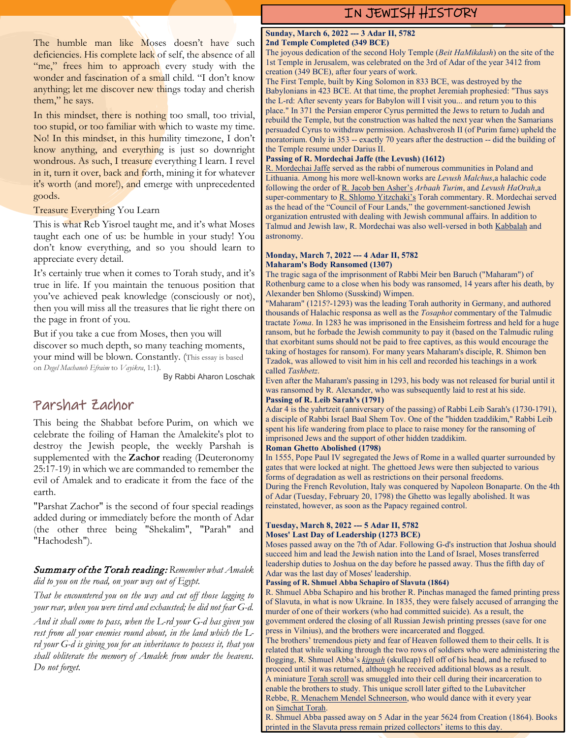The humble man like Moses doesn't have such deficiencies. His complete lack of self, the absence of all "me," frees him to approach every study with the wonder and fascination of a small child. "I don't know anything; let me discover new things today and cherish them," he says.

In this mindset, there is nothing too small, too trivial, too stupid, or too familiar with which to waste my time. No! In this mindset, in this humility timezone, I don't know anything, and everything is just so downright wondrous. As such, I treasure everything I learn. I revel in it, turn it over, back and forth, mining it for whatever it's worth (and more!), and emerge with unprecedented goods.

Treasure Everything You Learn

This is what Reb Yisroel taught me, and it's what Moses taught each one of us: be humble in your study! You don't know everything, and so you should learn to appreciate every detail.

It's certainly true when it comes to Torah study, and it's true in life. If you maintain the tenuous position that you've achieved peak knowledge (consciously or not), then you will miss all the treasures that lie right there on the page in front of you.

But if you take a cue from Moses, then you will discover so much depth, so many teaching moments, your mind will be blown. Constantly. (This essay is based on *Degel Machaneh Efraim* to *Vayikra*, 1:1).

By Rabbi Aharon Loschak

## Parshat Zachor

This being the Shabbat before Purim, on which we celebrate the foiling of Haman the Amalekite's plot to destroy the Jewish people, the weekly Parshah is supplemented with the **Zachor** reading (Deuteronomy 25:17-19) in which we are commanded to remember the evil of Amalek and to eradicate it from the face of the earth.

"Parshat Zachor" is the second of four special readings added during or immediately before the month of Adar (the other three being "Shekalim", "Parah" and "Hachodesh").

**Summary of the Torah reading:** *Remember what Amalek did to you on the road, on your way out of Egypt.*

*That he encountered you on the way and cut off those lagging to your rear, when you were tired and exhausted; he did not fear G-d.*

*And it shall come to pass, when the L-rd your G-d has given you rest from all your enemies round about, in the land which the L-rd your G-d is giving you for an inheritance to possess it, that you shall obliterate the memory of Amalek from under the heavens. Do not forget.*

## In Jewish History

**Sunday, March 6, 2022 --- 3 Adar II, 5782**

**2nd Temple Completed (349 BCE)**

The joyous dedication of the second Holy Temple (*Beit HaMikdash*) on the site of the 1st Temple in Jerusalem, was celebrated on the 3rd of Adar of the year 3412 from creation (349 BCE), after four years of work.

The First Temple, built by King Solomon in 833 BCE, was destroyed by the Babylonians in 423 BCE. At that time, the prophet Jeremiah prophesied: "Thus says the L-rd: After seventy years for Babylon will I visit you... and return you to this place." In 371 the Persian emperor Cyrus permitted the Jews to return to Judah and rebuild the Temple, but the construction was halted the next year when the Samarians persuaded Cyrus to withdraw permission. Achashverosh II (of Purim fame) upheld the moratorium. Only in 353 -- exactly 70 years after the destruction -- did the building of the Temple resume under Darius II.

**Passing of R. Mordechai Jaffe (the Levush) (1612)**

R. Mordechai Jaffe served as the rabbi of numerous communities in Poland and Lithuania. Among his more well-known works are *Levush Malchus*, a halachic code following the order of R. Jacob ben Asher's *Arbaah Turim*, and *Levush HaOrah*, a super-commentary to R. Shlomo Yitzchaki's Torah commentary. R. Mordechai served as the head of the "Council of Four Lands," the government-sanctioned Jewish organization entrusted with dealing with Jewish communal affairs. In addition to Talmud and Jewish law, R. Mordechai was also well-versed in both Kabbalah and astronomy.

**Monday, March 7, 2022 --- 4 Adar II, 5782**

**Maharam's Body Ransomed (1307)**

The tragic saga of the imprisonment of Rabbi Meir ben Baruch ("Maharam") of Rothenburg came to a close when his body was ransomed, 14 years after his death, by Alexander ben Shlomo (Susskind) Wimpen.

"Maharam" (1215?-1293) was the leading Torah authority in Germany, and authored thousands of Halachic responsa as well as the *Tosaphot* commentary of the Talmudic tractate *Yoma*. In 1283 he was imprisoned in the Ensisheim fortress and held for a huge ransom, but he forbade the Jewish community to pay it (based on the Talmudic ruling that exorbitant sums should not be paid to free captives, as this would encourage the taking of hostages for ransom). For many years Maharam's disciple, R. Shimon ben Tzadok, was allowed to visit him in his cell and recorded his teachings in a work called *Tashbetz*.

Even after the Maharam's passing in 1293, his body was not released for burial until it was ransomed by R. Alexander, who was subsequently laid to rest at his side.

**Passing of R. Leib Sarah's (1791)**

Adar 4 is the yahrtzeit (anniversary of the passing) of Rabbi Leib Sarah's (1730-1791), a disciple of Rabbi Israel Baal Shem Tov. One of the "hidden tzaddikim," Rabbi Leib spent his life wandering from place to place to raise money for the ransoming of imprisoned Jews and the support of other hidden tzaddikim.

**Roman Ghetto Abolished (1798)**

In 1555, Pope Paul IV segregated the Jews of Rome in a walled quarter surrounded by gates that were locked at night. The ghettoed Jews were then subjected to various forms of degradation as well as restrictions on their personal freedoms.

During the French Revolution, Italy was conquered by Napoleon Bonaparte. On the 4th of Adar (Tuesday, February 20, 1798) the Ghetto was legally abolished. It was reinstated, however, as soon as the Papacy regained control.

**Tuesday, March 8, 2022 --- 5 Adar II, 5782**

**Moses' Last Day of Leadership (1273 BCE)**

Moses passed away on the 7th of Adar. Following G-d's instruction that Joshua should succeed him and lead the Jewish nation into the Land of Israel, Moses transferred leadership duties to Joshua on the day before he passed away. Thus the fifth day of Adar was the last day of Moses' leadership.

**Passing of R. Shmuel Abba Schapiro of Slavuta (1864)**

R. Shmuel Abba Schapiro and his brother R. Pinchas managed the famed printing press of Slavuta, in what is now Ukraine. In 1835, they were falsely accused of arranging the murder of one of their workers (who had committed suicide). As a result, the government ordered the closing of all Russian Jewish printing presses (save for one press in Vilnius), and the brothers were incarcerated and flogged.

The brothers' tremendous piety and fear of Heaven followed them to their cells. It is related that while walking through the two rows of soldiers who were administering the flogging, R. Shmuel Abba's *kippah* (skullcap) fell off of his head, and he refused to proceed until it was returned, although he received additional blows as a result.

A miniature Torah scroll was smuggled into their cell during their incarceration to enable the brothers to study. This unique scroll later gifted to the Lubavitcher Rebbe, R. Menachem Mendel Schneerson, who would dance with it every year on Simchat Torah.

R. Shmuel Abba passed away on 5 Adar in the year 5624 from Creation (1864). Books printed in the Slavuta press remain prized collectors' items to this day.